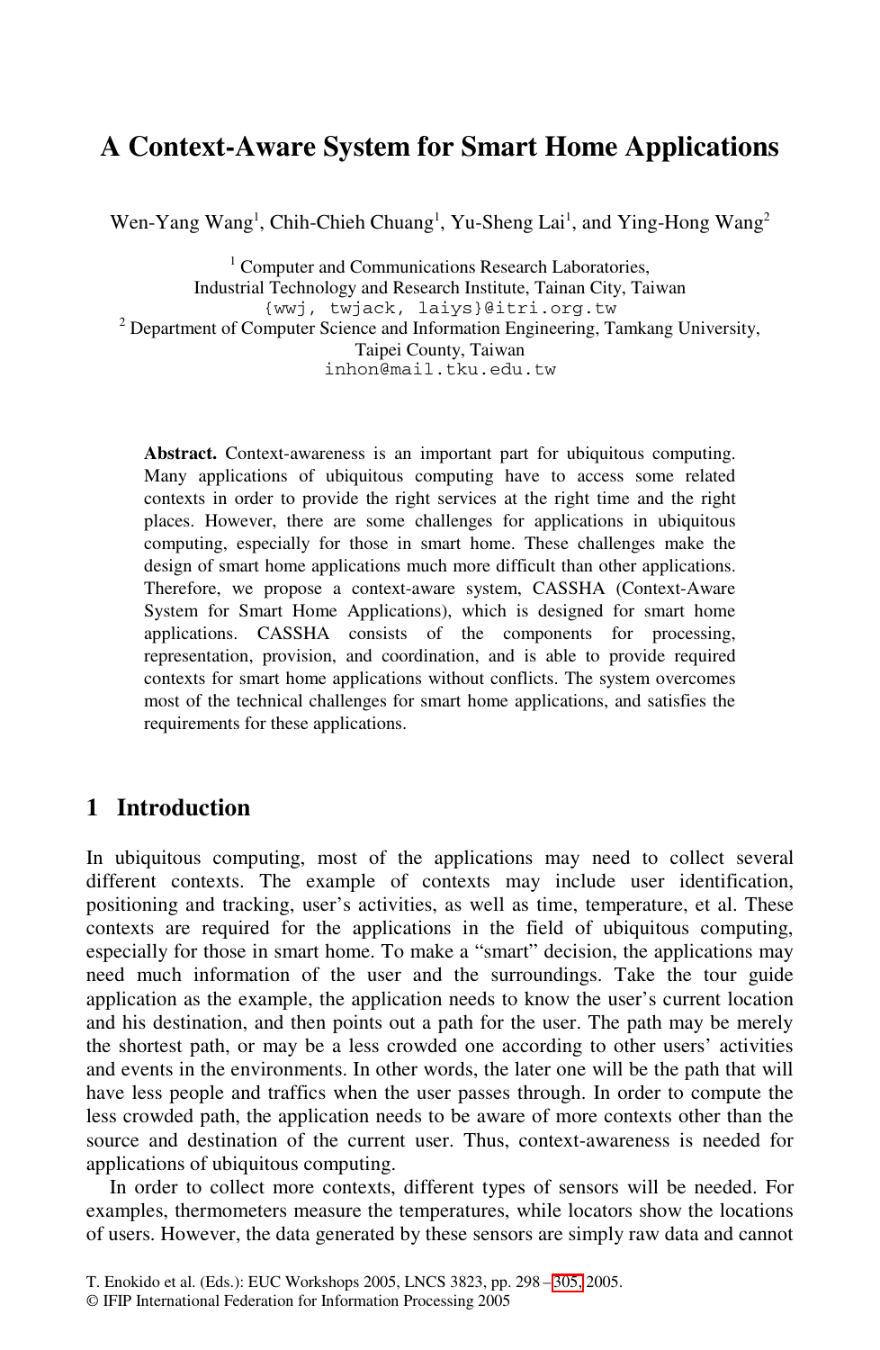# A Context-Aware System for Smart Home Applications

Wen-Yang Wang[1], Chih-Chieh Chuang[1], Yu-Sheng Lai[1], and Ying-Hong Wang[2]

[1] Computer and Communications Research Laboratories,
Industrial Technology and Research Institute, Tainan City, Taiwan
{wwj, twjack, laiys}@itri.org.tw
[2] Department of Computer Science and Information Engineering, Tamkang University,
Taipei County, Taiwan
inhon@mail.tku.edu.tw

**Abstract.** Context-awareness is an important part for ubiquitous computing. Many applications of ubiquitous computing have to access some related contexts in order to provide the right services at the right time and the right places. However, there are some challenges for applications in ubiquitous computing, especially for those in smart home. These challenges make the design of smart home applications much more difficult than other applications. Therefore, we propose a context-aware system, CASSHA (Context-Aware System for Smart Home Applications), which is designed for smart home applications. CASSHA consists of the components for processing, representation, provision, and coordination, and is able to provide required contexts for smart home applications without conflicts. The system overcomes most of the technical challenges for smart home applications, and satisfies the requirements for these applications.

## 1 Introduction

In ubiquitous computing, most of the applications may need to collect several different contexts. The example of contexts may include user identification, positioning and tracking, user's activities, as well as time, temperature, et al. These contexts are required for the applications in the field of ubiquitous computing, especially for those in smart home. To make a "smart" decision, the applications may need much information of the user and the surroundings. Take the tour guide application as the example, the application needs to know the user's current location and his destination, and then points out a path for the user. The path may be merely the shortest path, or may be a less crowded one according to other users' activities and events in the environments. In other words, the later one will be the path that will have less people and traffics when the user passes through. In order to compute the less crowded path, the application needs to be aware of more contexts other than the source and destination of the current user. Thus, context-awareness is needed for applications of ubiquitous computing.

In order to collect more contexts, different types of sensors will be needed. For examples, thermometers measure the temperatures, while locators show the locations of users. However, the data generated by these sensors are simply raw data and cannot

T. Enokido et al. (Eds.): EUC Workshops 2005, LNCS 3823, pp. 298 – 305, 2005.
© IFIP International Federation for Information Processing 2005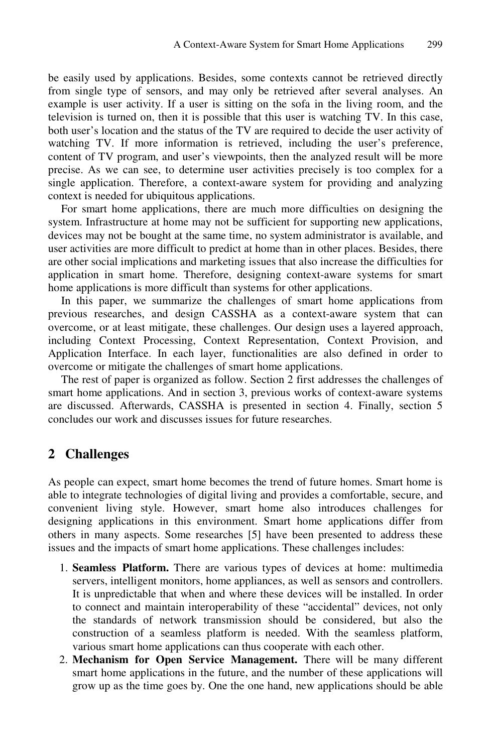be easily used by applications. Besides, some contexts cannot be retrieved directly from single type of sensors, and may only be retrieved after several analyses. An example is user activity. If a user is sitting on the sofa in the living room, and the television is turned on, then it is possible that this user is watching TV. In this case, both user's location and the status of the TV are required to decide the user activity of watching TV. If more information is retrieved, including the user's preference, content of TV program, and user's viewpoints, then the analyzed result will be more precise. As we can see, to determine user activities precisely is too complex for a single application. Therefore, a context-aware system for providing and analyzing context is needed for ubiquitous applications.

For smart home applications, there are much more difficulties on designing the system. Infrastructure at home may not be sufficient for supporting new applications, devices may not be bought at the same time, no system administrator is available, and user activities are more difficult to predict at home than in other places. Besides, there are other social implications and marketing issues that also increase the difficulties for application in smart home. Therefore, designing context-aware systems for smart home applications is more difficult than systems for other applications.

In this paper, we summarize the challenges of smart home applications from previous researches, and design CASSHA as a context-aware system that can overcome, or at least mitigate, these challenges. Our design uses a layered approach, including Context Processing, Context Representation, Context Provision, and Application Interface. In each layer, functionalities are also defined in order to overcome or mitigate the challenges of smart home applications.

The rest of paper is organized as follow. Section 2 first addresses the challenges of smart home applications. And in section 3, previous works of context-aware systems are discussed. Afterwards, CASSHA is presented in section 4. Finally, section 5 concludes our work and discusses issues for future researches.

## 2 Challenges

As people can expect, smart home becomes the trend of future homes. Smart home is able to integrate technologies of digital living and provides a comfortable, secure, and convenient living style. However, smart home also introduces challenges for designing applications in this environment. Smart home applications differ from others in many aspects. Some researches [5] have been presented to address these issues and the impacts of smart home applications. These challenges includes:

1. **Seamless Platform.** There are various types of devices at home: multimedia servers, intelligent monitors, home appliances, as well as sensors and controllers. It is unpredictable that when and where these devices will be installed. In order to connect and maintain interoperability of these "accidental" devices, not only the standards of network transmission should be considered, but also the construction of a seamless platform is needed. With the seamless platform, various smart home applications can thus cooperate with each other.
2. **Mechanism for Open Service Management.** There will be many different smart home applications in the future, and the number of these applications will grow up as the time goes by. One the one hand, new applications should be able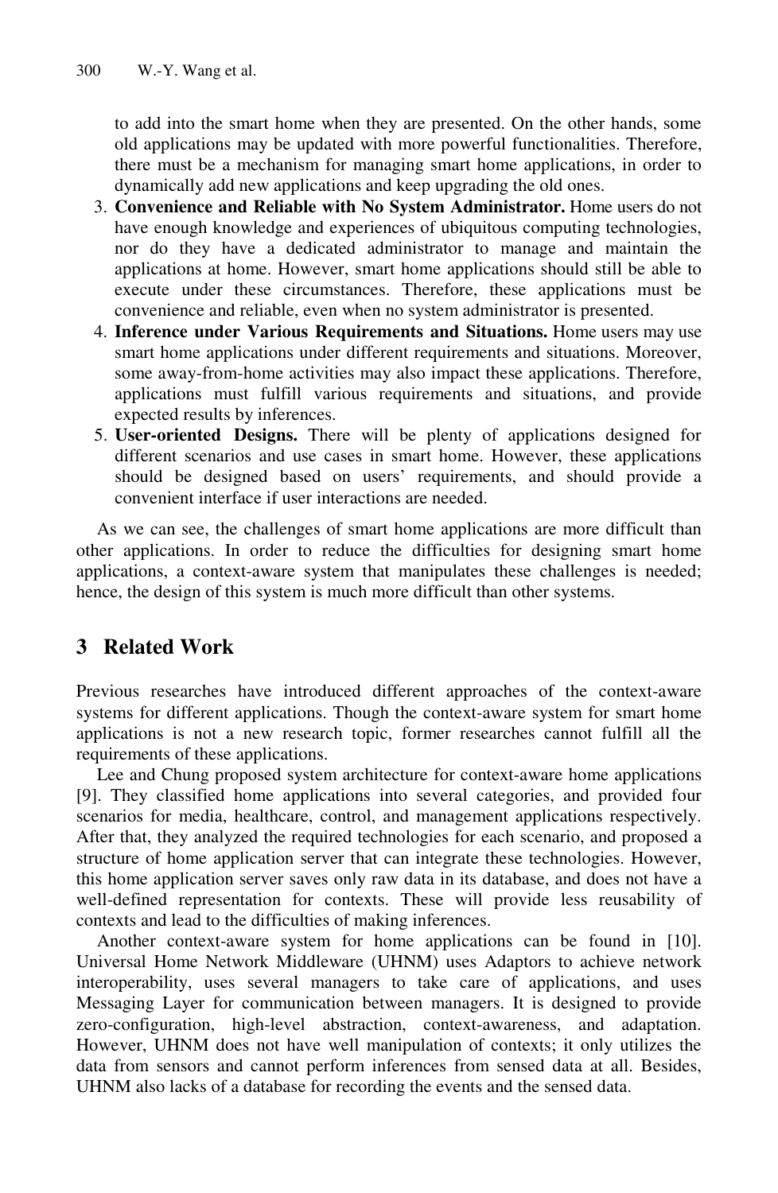to add into the smart home when they are presented. On the other hands, some old applications may be updated with more powerful functionalities. Therefore, there must be a mechanism for managing smart home applications, in order to dynamically add new applications and keep upgrading the old ones.

3. **Convenience and Reliable with No System Administrator.** Home users do not have enough knowledge and experiences of ubiquitous computing technologies, nor do they have a dedicated administrator to manage and maintain the applications at home. However, smart home applications should still be able to execute under these circumstances. Therefore, these applications must be convenience and reliable, even when no system administrator is presented.
4. **Inference under Various Requirements and Situations.** Home users may use smart home applications under different requirements and situations. Moreover, some away-from-home activities may also impact these applications. Therefore, applications must fulfill various requirements and situations, and provide expected results by inferences.
5. **User-oriented Designs.** There will be plenty of applications designed for different scenarios and use cases in smart home. However, these applications should be designed based on users' requirements, and should provide a convenient interface if user interactions are needed.

As we can see, the challenges of smart home applications are more difficult than other applications. In order to reduce the difficulties for designing smart home applications, a context-aware system that manipulates these challenges is needed; hence, the design of this system is much more difficult than other systems.

## 3 Related Work

Previous researches have introduced different approaches of the context-aware systems for different applications. Though the context-aware system for smart home applications is not a new research topic, former researches cannot fulfill all the requirements of these applications.

Lee and Chung proposed system architecture for context-aware home applications [9]. They classified home applications into several categories, and provided four scenarios for media, healthcare, control, and management applications respectively. After that, they analyzed the required technologies for each scenario, and proposed a structure of home application server that can integrate these technologies. However, this home application server saves only raw data in its database, and does not have a well-defined representation for contexts. These will provide less reusability of contexts and lead to the difficulties of making inferences.

Another context-aware system for home applications can be found in [10]. Universal Home Network Middleware (UHNM) uses Adaptors to achieve network interoperability, uses several managers to take care of applications, and uses Messaging Layer for communication between managers. It is designed to provide zero-configuration, high-level abstraction, context-awareness, and adaptation. However, UHNM does not have well manipulation of contexts; it only utilizes the data from sensors and cannot perform inferences from sensed data at all. Besides, UHNM also lacks of a database for recording the events and the sensed data.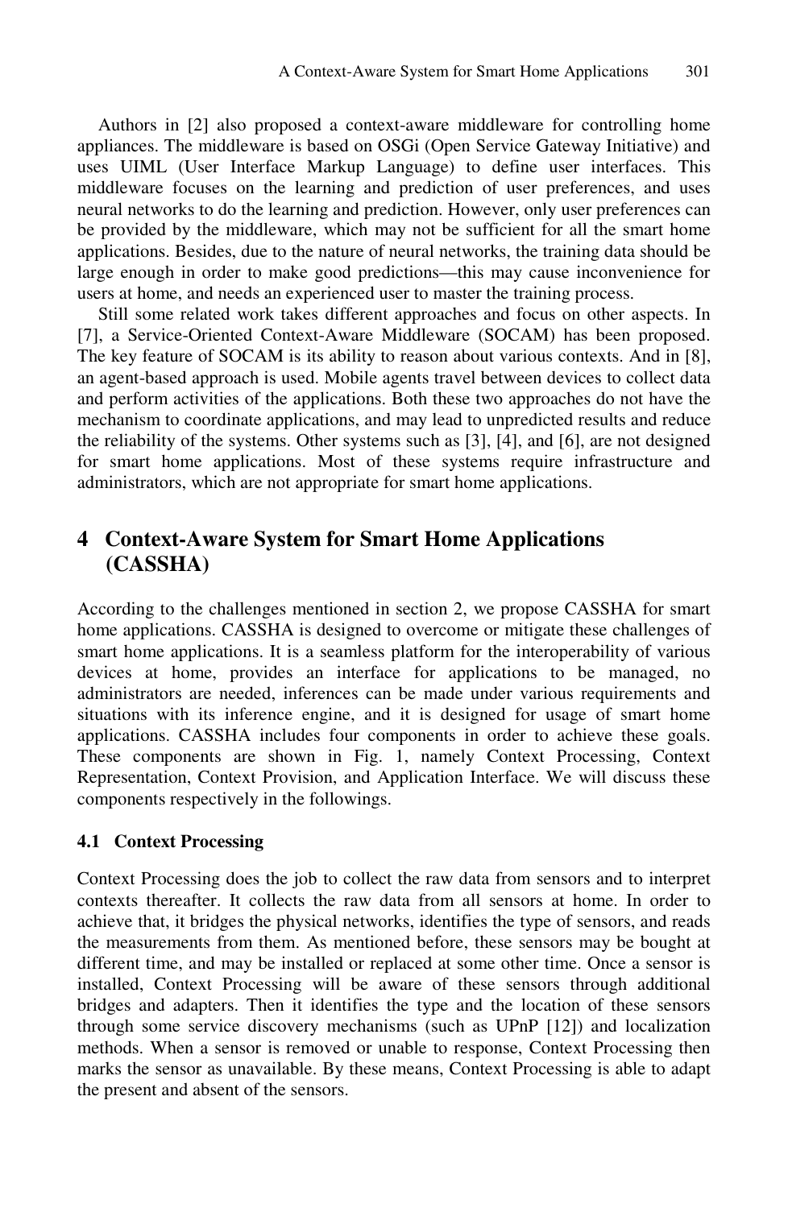Authors in [2] also proposed a context-aware middleware for controlling home appliances. The middleware is based on OSGi (Open Service Gateway Initiative) and uses UIML (User Interface Markup Language) to define user interfaces. This middleware focuses on the learning and prediction of user preferences, and uses neural networks to do the learning and prediction. However, only user preferences can be provided by the middleware, which may not be sufficient for all the smart home applications. Besides, due to the nature of neural networks, the training data should be large enough in order to make good predictions—this may cause inconvenience for users at home, and needs an experienced user to master the training process.

Still some related work takes different approaches and focus on other aspects. In [7], a Service-Oriented Context-Aware Middleware (SOCAM) has been proposed. The key feature of SOCAM is its ability to reason about various contexts. And in [8], an agent-based approach is used. Mobile agents travel between devices to collect data and perform activities of the applications. Both these two approaches do not have the mechanism to coordinate applications, and may lead to unpredicted results and reduce the reliability of the systems. Other systems such as [3], [4], and [6], are not designed for smart home applications. Most of these systems require infrastructure and administrators, which are not appropriate for smart home applications.

## 4 Context-Aware System for Smart Home Applications (CASSHA)

According to the challenges mentioned in section 2, we propose CASSHA for smart home applications. CASSHA is designed to overcome or mitigate these challenges of smart home applications. It is a seamless platform for the interoperability of various devices at home, provides an interface for applications to be managed, no administrators are needed, inferences can be made under various requirements and situations with its inference engine, and it is designed for usage of smart home applications. CASSHA includes four components in order to achieve these goals. These components are shown in Fig. 1, namely Context Processing, Context Representation, Context Provision, and Application Interface. We will discuss these components respectively in the followings.

### 4.1 Context Processing

Context Processing does the job to collect the raw data from sensors and to interpret contexts thereafter. It collects the raw data from all sensors at home. In order to achieve that, it bridges the physical networks, identifies the type of sensors, and reads the measurements from them. As mentioned before, these sensors may be bought at different time, and may be installed or replaced at some other time. Once a sensor is installed, Context Processing will be aware of these sensors through additional bridges and adapters. Then it identifies the type and the location of these sensors through some service discovery mechanisms (such as UPnP [12]) and localization methods. When a sensor is removed or unable to response, Context Processing then marks the sensor as unavailable. By these means, Context Processing is able to adapt the present and absent of the sensors.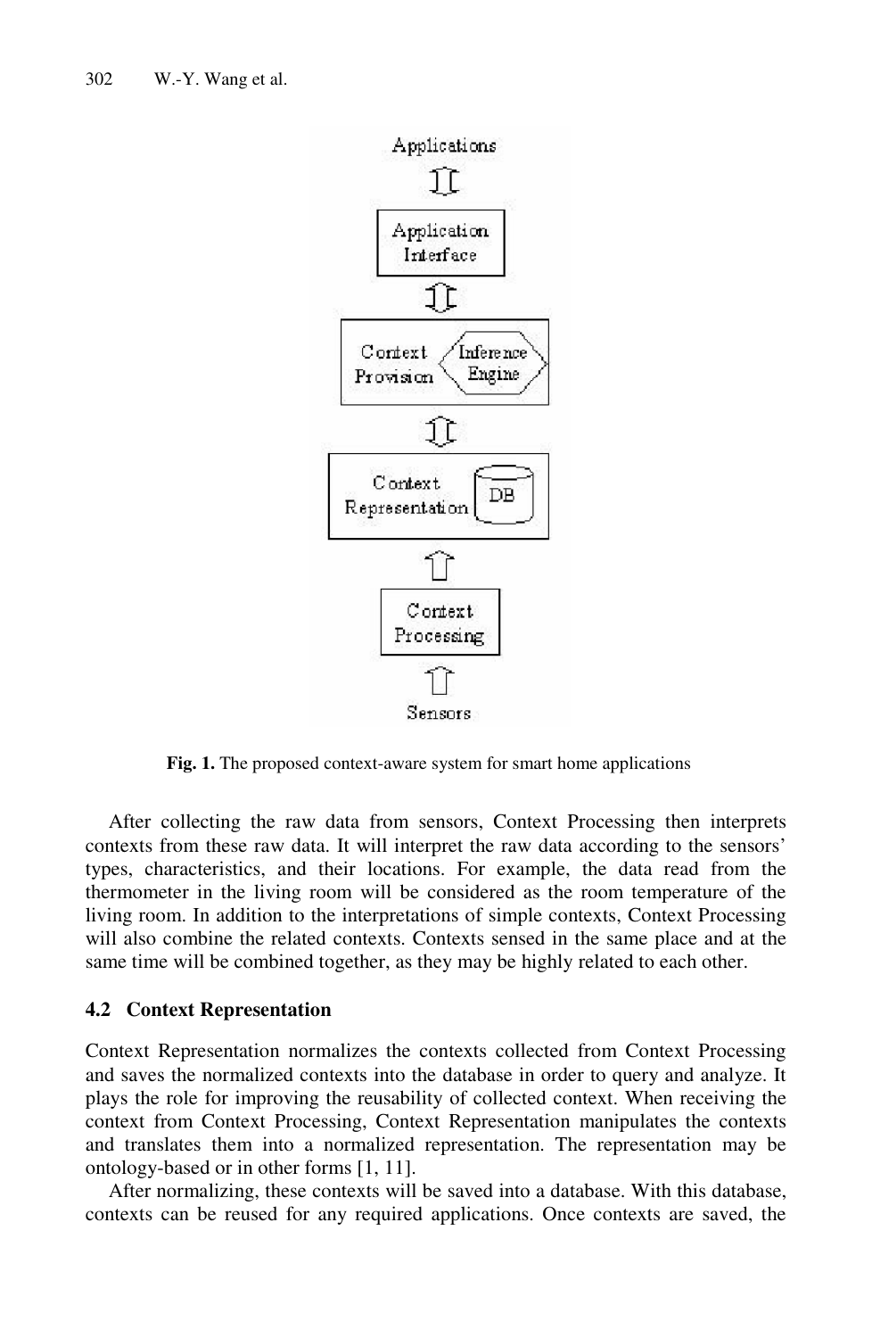Fig. 1. The proposed context-aware system for smart home applications

After collecting the raw data from sensors, Context Processing then interprets contexts from these raw data. It will interpret the raw data according to the sensors' types, characteristics, and their locations. For example, the data read from the thermometer in the living room will be considered as the room temperature of the living room. In addition to the interpretations of simple contexts, Context Processing will also combine the related contexts. Contexts sensed in the same place and at the same time will be combined together, as they may be highly related to each other.

### 4.2 Context Representation

Context Representation normalizes the contexts collected from Context Processing and saves the normalized contexts into the database in order to query and analyze. It plays the role for improving the reusability of collected context. When receiving the context from Context Processing, Context Representation manipulates the contexts and translates them into a normalized representation. The representation may be ontology-based or in other forms [1, 11].

After normalizing, these contexts will be saved into a database. With this database, contexts can be reused for any required applications. Once contexts are saved, the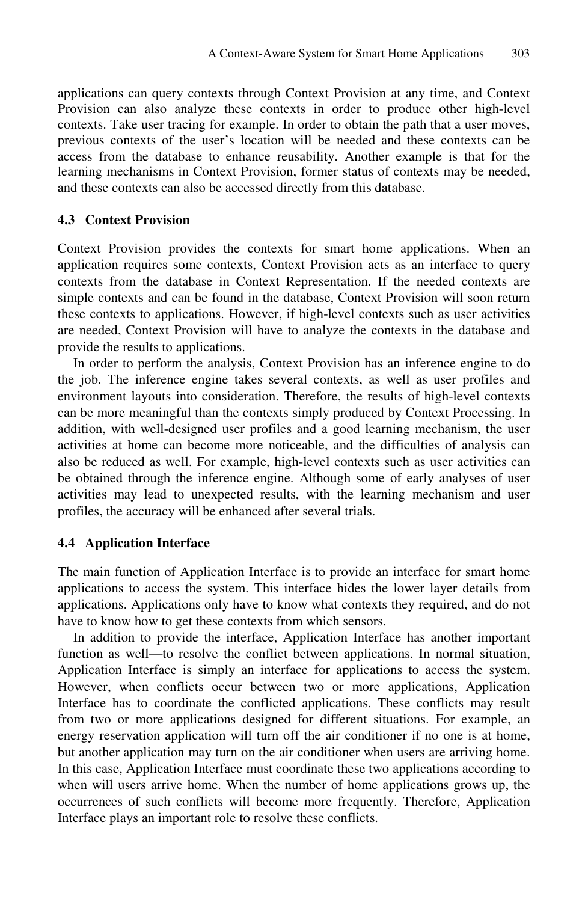applications can query contexts through Context Provision at any time, and Context Provision can also analyze these contexts in order to produce other high-level contexts. Take user tracing for example. In order to obtain the path that a user moves, previous contexts of the user's location will be needed and these contexts can be access from the database to enhance reusability. Another example is that for the learning mechanisms in Context Provision, former status of contexts may be needed, and these contexts can also be accessed directly from this database.

### 4.3 Context Provision

Context Provision provides the contexts for smart home applications. When an application requires some contexts, Context Provision acts as an interface to query contexts from the database in Context Representation. If the needed contexts are simple contexts and can be found in the database, Context Provision will soon return these contexts to applications. However, if high-level contexts such as user activities are needed, Context Provision will have to analyze the contexts in the database and provide the results to applications.

In order to perform the analysis, Context Provision has an inference engine to do the job. The inference engine takes several contexts, as well as user profiles and environment layouts into consideration. Therefore, the results of high-level contexts can be more meaningful than the contexts simply produced by Context Processing. In addition, with well-designed user profiles and a good learning mechanism, the user activities at home can become more noticeable, and the difficulties of analysis can also be reduced as well. For example, high-level contexts such as user activities can be obtained through the inference engine. Although some of early analyses of user activities may lead to unexpected results, with the learning mechanism and user profiles, the accuracy will be enhanced after several trials.

### 4.4 Application Interface

The main function of Application Interface is to provide an interface for smart home applications to access the system. This interface hides the lower layer details from applications. Applications only have to know what contexts they required, and do not have to know how to get these contexts from which sensors.

In addition to provide the interface, Application Interface has another important function as well—to resolve the conflict between applications. In normal situation, Application Interface is simply an interface for applications to access the system. However, when conflicts occur between two or more applications, Application Interface has to coordinate the conflicted applications. These conflicts may result from two or more applications designed for different situations. For example, an energy reservation application will turn off the air conditioner if no one is at home, but another application may turn on the air conditioner when users are arriving home. In this case, Application Interface must coordinate these two applications according to when will users arrive home. When the number of home applications grows up, the occurrences of such conflicts will become more frequently. Therefore, Application Interface plays an important role to resolve these conflicts.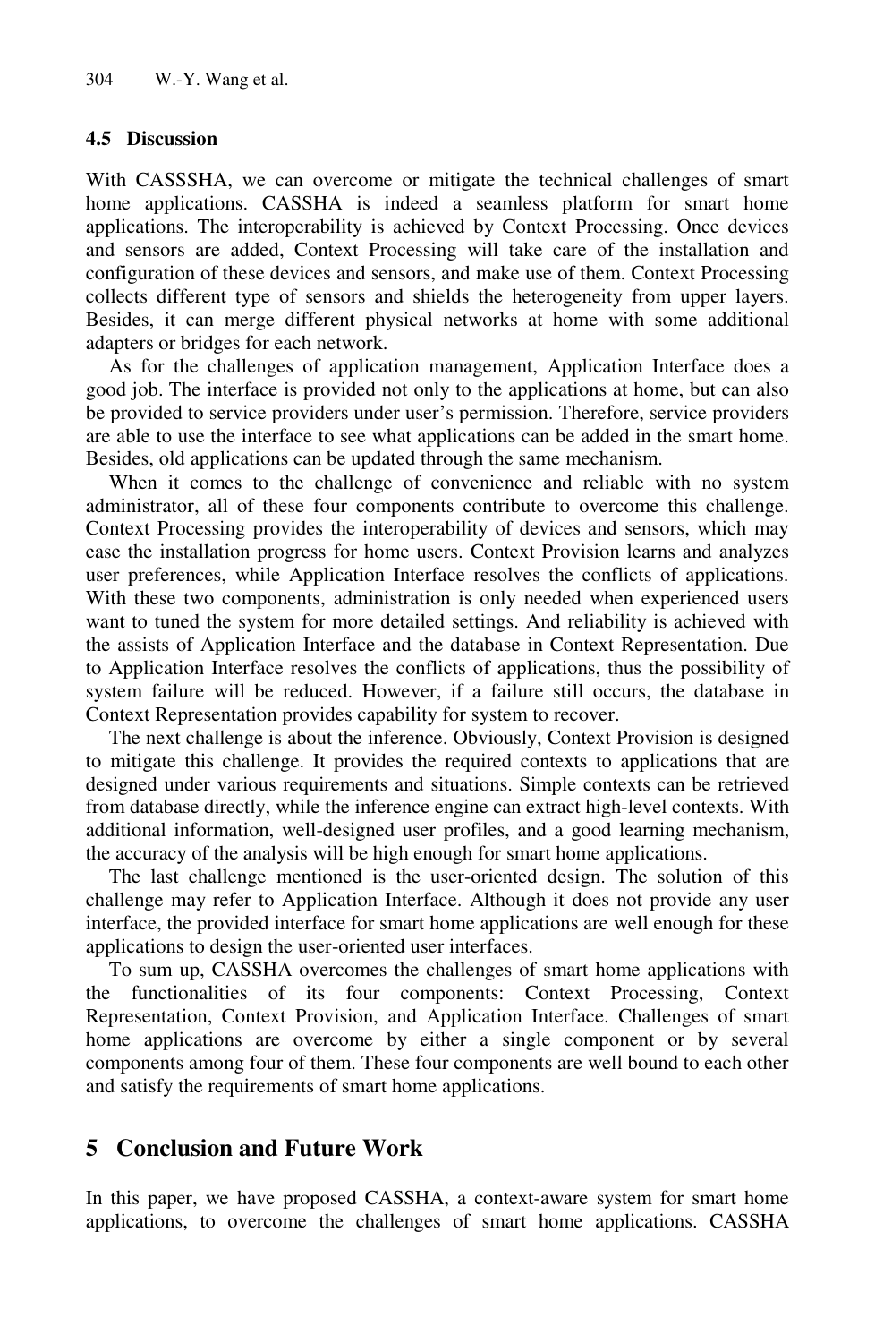### 4.5 Discussion

With CASSSHA, we can overcome or mitigate the technical challenges of smart home applications. CASSHA is indeed a seamless platform for smart home applications. The interoperability is achieved by Context Processing. Once devices and sensors are added, Context Processing will take care of the installation and configuration of these devices and sensors, and make use of them. Context Processing collects different type of sensors and shields the heterogeneity from upper layers. Besides, it can merge different physical networks at home with some additional adapters or bridges for each network.

As for the challenges of application management, Application Interface does a good job. The interface is provided not only to the applications at home, but can also be provided to service providers under user's permission. Therefore, service providers are able to use the interface to see what applications can be added in the smart home. Besides, old applications can be updated through the same mechanism.

When it comes to the challenge of convenience and reliable with no system administrator, all of these four components contribute to overcome this challenge. Context Processing provides the interoperability of devices and sensors, which may ease the installation progress for home users. Context Provision learns and analyzes user preferences, while Application Interface resolves the conflicts of applications. With these two components, administration is only needed when experienced users want to tuned the system for more detailed settings. And reliability is achieved with the assists of Application Interface and the database in Context Representation. Due to Application Interface resolves the conflicts of applications, thus the possibility of system failure will be reduced. However, if a failure still occurs, the database in Context Representation provides capability for system to recover.

The next challenge is about the inference. Obviously, Context Provision is designed to mitigate this challenge. It provides the required contexts to applications that are designed under various requirements and situations. Simple contexts can be retrieved from database directly, while the inference engine can extract high-level contexts. With additional information, well-designed user profiles, and a good learning mechanism, the accuracy of the analysis will be high enough for smart home applications.

The last challenge mentioned is the user-oriented design. The solution of this challenge may refer to Application Interface. Although it does not provide any user interface, the provided interface for smart home applications are well enough for these applications to design the user-oriented user interfaces.

To sum up, CASSHA overcomes the challenges of smart home applications with the functionalities of its four components: Context Processing, Context Representation, Context Provision, and Application Interface. Challenges of smart home applications are overcome by either a single component or by several components among four of them. These four components are well bound to each other and satisfy the requirements of smart home applications.

## 5 Conclusion and Future Work

In this paper, we have proposed CASSHA, a context-aware system for smart home applications, to overcome the challenges of smart home applications. CASSHA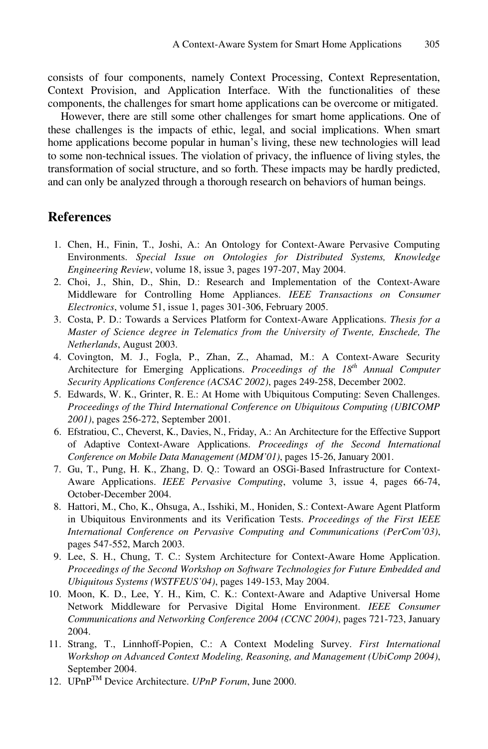consists of four components, namely Context Processing, Context Representation, Context Provision, and Application Interface. With the functionalities of these components, the challenges for smart home applications can be overcome or mitigated.

However, there are still some other challenges for smart home applications. One of these challenges is the impacts of ethic, legal, and social implications. When smart home applications become popular in human's living, these new technologies will lead to some non-technical issues. The violation of privacy, the influence of living styles, the transformation of social structure, and so forth. These impacts may be hardly predicted, and can only be analyzed through a thorough research on behaviors of human beings.

## References

1. Chen, H., Finin, T., Joshi, A.: An Ontology for Context-Aware Pervasive Computing Environments. *Special Issue on Ontologies for Distributed Systems, Knowledge Engineering Review*, volume 18, issue 3, pages 197-207, May 2004.
2. Choi, J., Shin, D., Shin, D.: Research and Implementation of the Context-Aware Middleware for Controlling Home Appliances. *IEEE Transactions on Consumer Electronics*, volume 51, issue 1, pages 301-306, February 2005.
3. Costa, P. D.: Towards a Services Platform for Context-Aware Applications. *Thesis for a Master of Science degree in Telematics from the University of Twente, Enschede, The Netherlands*, August 2003.
4. Covington, M. J., Fogla, P., Zhan, Z., Ahamad, M.: A Context-Aware Security Architecture for Emerging Applications. *Proceedings of the 18th Annual Computer Security Applications Conference (ACSAC 2002)*, pages 249-258, December 2002.
5. Edwards, W. K., Grinter, R. E.: At Home with Ubiquitous Computing: Seven Challenges. *Proceedings of the Third International Conference on Ubiquitous Computing (UBICOMP 2001)*, pages 256-272, September 2001.
6. Efstratiou, C., Cheverst, K., Davies, N., Friday, A.: An Architecture for the Effective Support of Adaptive Context-Aware Applications. *Proceedings of the Second International Conference on Mobile Data Management (MDM'01)*, pages 15-26, January 2001.
7. Gu, T., Pung, H. K., Zhang, D. Q.: Toward an OSGi-Based Infrastructure for Context-Aware Applications. *IEEE Pervasive Computing*, volume 3, issue 4, pages 66-74, October-December 2004.
8. Hattori, M., Cho, K., Ohsuga, A., Isshiki, M., Honiden, S.: Context-Aware Agent Platform in Ubiquitous Environments and its Verification Tests. *Proceedings of the First IEEE International Conference on Pervasive Computing and Communications (PerCom'03)*, pages 547-552, March 2003.
9. Lee, S. H., Chung, T. C.: System Architecture for Context-Aware Home Application. *Proceedings of the Second Workshop on Software Technologies for Future Embedded and Ubiquitous Systems (WSTFEUS'04)*, pages 149-153, May 2004.
10. Moon, K. D., Lee, Y. H., Kim, C. K.: Context-Aware and Adaptive Universal Home Network Middleware for Pervasive Digital Home Environment. *IEEE Consumer Communications and Networking Conference 2004 (CCNC 2004)*, pages 721-723, January 2004.
11. Strang, T., Linnhoff-Popien, C.: A Context Modeling Survey. *First International Workshop on Advanced Context Modeling, Reasoning, and Management (UbiComp 2004)*, September 2004.
12. UPnP™ Device Architecture. *UPnP Forum*, June 2000.